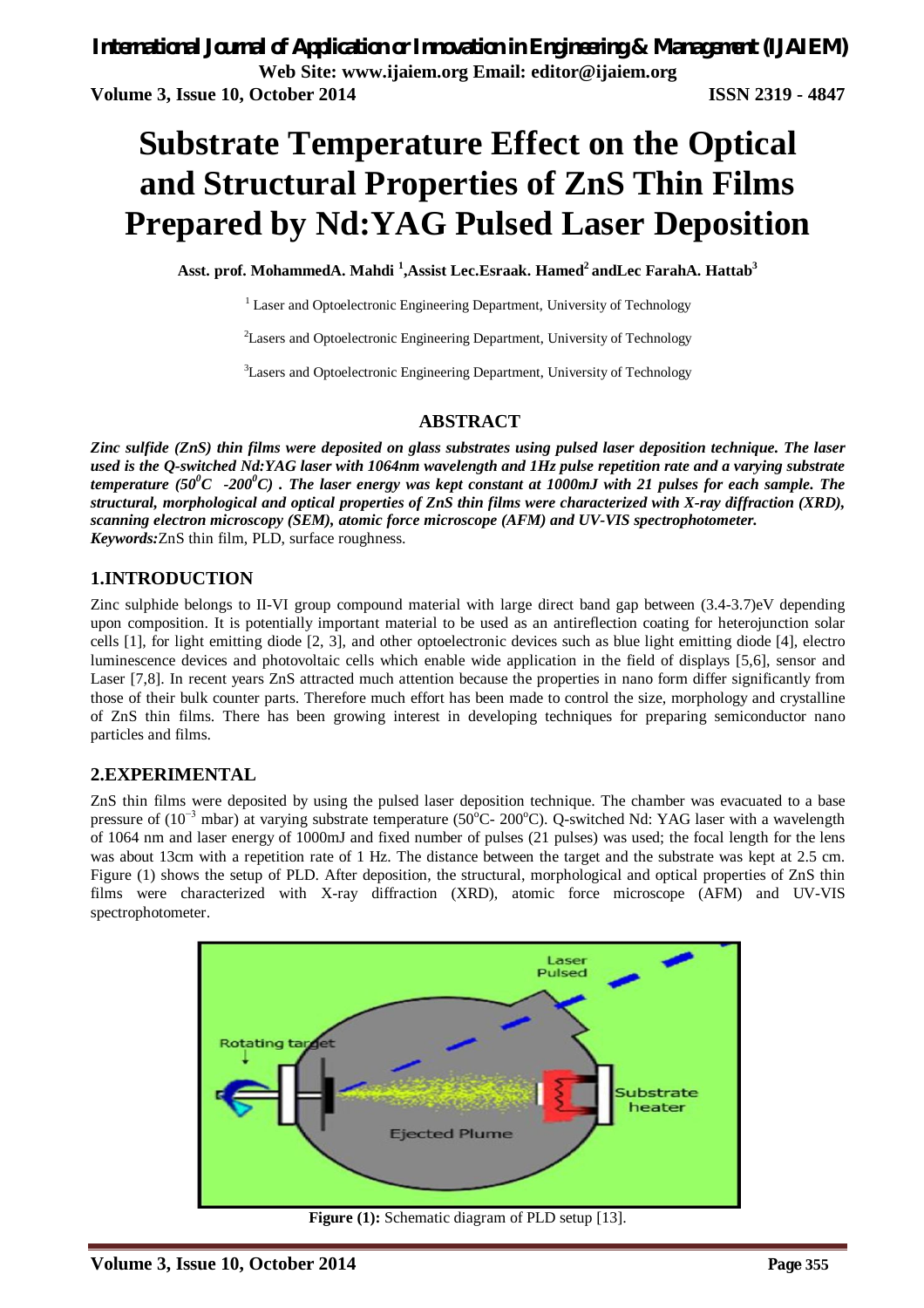# Substrate Temperature Effect on the Optical and Structural Properties of ZnS Thin Films Prepared by Nd:YAG Pulsed Laser Deposition

**Asst. prof. MohammedA. Mahdi [1],Assist Lec.Esraak. Hamed[2] andLec FarahA. Hattab[3]**

[1] Laser and Optoelectronic Engineering Department, University of Technology

[2]Lasers and Optoelectronic Engineering Department, University of Technology

[3]Lasers and Optoelectronic Engineering Department, University of Technology

## ABSTRACT

***Zinc sulfide (ZnS) thin films were deposited on glass substrates using pulsed laser deposition technique. The laser used is the Q-switched Nd:YAG laser with 1064nm wavelength and 1Hz pulse repetition rate and a varying substrate temperature ($50^0C$ -$200^0C$) . The laser energy was kept constant at 1000mJ with 21 pulses for each sample. The structural, morphological and optical properties of ZnS thin films were characterized with X-ray diffraction (XRD), scanning electron microscopy (SEM), atomic force microscope (AFM) and UV-VIS spectrophotometer.***

***Keywords:*** ZnS thin film, PLD, surface roughness.

## 1.INTRODUCTION

Zinc sulphide belongs to II-VI group compound material with large direct band gap between (3.4-3.7)eV depending upon composition. It is potentially important material to be used as an antireflection coating for heterojunction solar cells [1], for light emitting diode [2, 3], and other optoelectronic devices such as blue light emitting diode [4], electro luminescence devices and photovoltaic cells which enable wide application in the field of displays [5,6], sensor and Laser [7,8]. In recent years ZnS attracted much attention because the properties in nano form differ significantly from those of their bulk counter parts. Therefore much effort has been made to control the size, morphology and crystalline of ZnS thin films. There has been growing interest in developing techniques for preparing semiconductor nano particles and films.

## 2.EXPERIMENTAL

ZnS thin films were deposited by using the pulsed laser deposition technique. The chamber was evacuated to a base pressure of ($10^{-3}$ mbar) at varying substrate temperature ($50^oC$- $200^oC$). Q-switched Nd: YAG laser with a wavelength of 1064 nm and laser energy of 1000mJ and fixed number of pulses (21 pulses) was used; the focal length for the lens was about 13cm with a repetition rate of 1 Hz. The distance between the target and the substrate was kept at 2.5 cm. Figure (1) shows the setup of PLD. After deposition, the structural, morphological and optical properties of ZnS thin films were characterized with X-ray diffraction (XRD), atomic force microscope (AFM) and UV-VIS spectrophotometer.

**Figure (1):** Schematic diagram of PLD setup [13].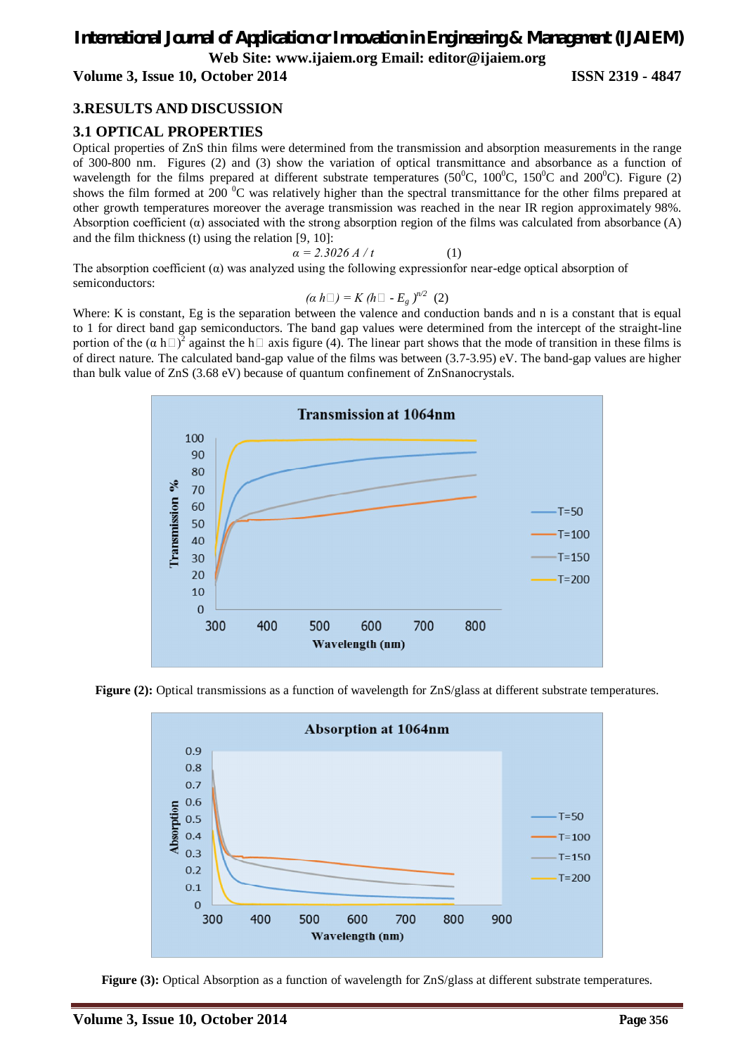## 3.RESULTS AND DISCUSSION

### 3.1 OPTICAL PROPERTIES

Optical properties of ZnS thin films were determined from the transmission and absorption measurements in the range of 300-800 nm. Figures (2) and (3) show the variation of optical transmittance and absorbance as a function of wavelength for the films prepared at different substrate temperatures ($50^0$C, $100^0$C, $150^0$C and $200^0$C). Figure (2) shows the film formed at 200 $^0$C was relatively higher than the spectral transmittance for the other films prepared at other growth temperatures moreover the average transmission was reached in the near IR region approximately 98%. Absorption coefficient (α) associated with the strong absorption region of the films was calculated from absorbance (A) and the film thickness (t) using the relation [9, 10]:

$$\alpha = 2.3026\, A / t \qquad (1)$$

The absorption coefficient (α) was analyzed using the following expressionfor near-edge optical absorption of semiconductors:

$$(\alpha\, h\nu) = K\, (h\nu - E_g)^{n/2} \quad (2)$$

Where: K is constant, Eg is the separation between the valence and conduction bands and n is a constant that is equal to 1 for direct band gap semiconductors. The band gap values were determined from the intercept of the straight-line portion of the $(\alpha\, h\nu)^2$ against the $h\nu$ axis figure (4). The linear part shows that the mode of transition in these films is of direct nature. The calculated band-gap value of the films was between (3.7-3.95) eV. The band-gap values are higher than bulk value of ZnS (3.68 eV) because of quantum confinement of ZnSnanocrystals.

**Figure (2):** Optical transmissions as a function of wavelength for ZnS/glass at different substrate temperatures.

**Figure (3):** Optical Absorption as a function of wavelength for ZnS/glass at different substrate temperatures.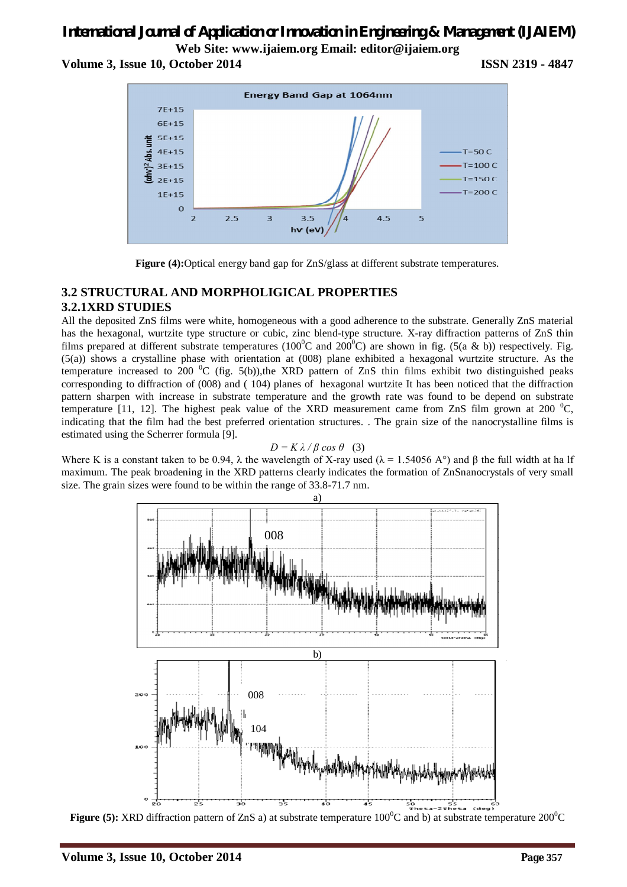**Figure (4):** Optical energy band gap for ZnS/glass at different substrate temperatures.

### 3.2 STRUCTURAL AND MORPHOLIGICAL PROPERTIES

### 3.2.1XRD STUDIES

All the deposited ZnS films were white, homogeneous with a good adherence to the substrate. Generally ZnS material has the hexagonal, wurtzite type structure or cubic, zinc blend-type structure. X-ray diffraction patterns of ZnS thin films prepared at different substrate temperatures ($100^0$C and $200^0$C) are shown in fig. (5(a & b)) respectively. Fig. (5(a)) shows a crystalline phase with orientation at (008) plane exhibited a hexagonal wurtzite structure. As the temperature increased to 200 $^0$C (fig. 5(b)),the XRD pattern of ZnS thin films exhibit two distinguished peaks corresponding to diffraction of (008) and ( 104) planes of hexagonal wurtzite It has been noticed that the diffraction pattern sharpen with increase in substrate temperature and the growth rate was found to be depend on substrate temperature [11, 12]. The highest peak value of the XRD measurement came from ZnS film grown at 200 $^0$C, indicating that the film had the best preferred orientation structures. . The grain size of the nanocrystalline films is estimated using the Scherrer formula [9].

$$D = K\,\lambda\,/\,\beta\,\cos\theta \quad (3)$$

Where K is a constant taken to be 0.94, $\lambda$ the wavelength of X-ray used ($\lambda$ = 1.54056 A°) and $\beta$ the full width at ha lf maximum. The peak broadening in the XRD patterns clearly indicates the formation of ZnSnanocrystals of very small size. The grain sizes were found to be within the range of 33.8-71.7 nm.

**Figure (5):** XRD diffraction pattern of ZnS a) at substrate temperature $100^0$C and b) at substrate temperature $200^0$C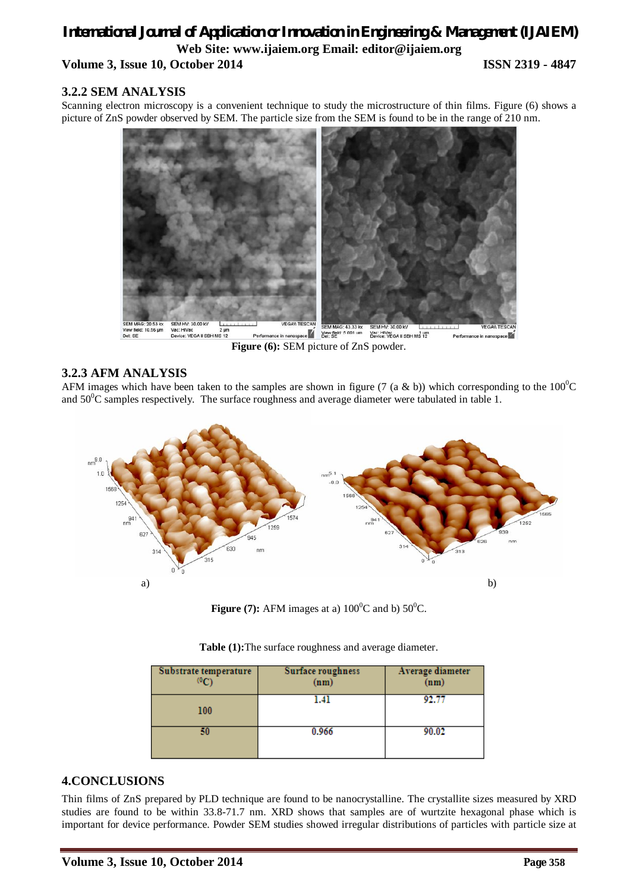### 3.2.2 SEM ANALYSIS

Scanning electron microscopy is a convenient technique to study the microstructure of thin films. Figure (6) shows a picture of ZnS powder observed by SEM. The particle size from the SEM is found to be in the range of 210 nm.

**Figure (6):** SEM picture of ZnS powder.

### 3.2.3 AFM ANALYSIS

AFM images which have been taken to the samples are shown in figure (7 (a & b)) which corresponding to the 100$^0$C and 50$^0$C samples respectively. The surface roughness and average diameter were tabulated in table 1.

**Figure (7):** AFM images at a) 100$^0$C and b) 50$^0$C.

**Table (1):** The surface roughness and average diameter.

| Substrate temperature ($^0$C) | Surface roughness (nm) | Average diameter (nm) |
|---|---|---|
| 100 | 1.41 | 92.77 |
| 50 | 0.966 | 90.02 |

## 4.CONCLUSIONS

Thin films of ZnS prepared by PLD technique are found to be nanocrystalline. The crystallite sizes measured by XRD studies are found to be within 33.8-71.7 nm. XRD shows that samples are of wurtzite hexagonal phase which is important for device performance. Powder SEM studies showed irregular distributions of particles with particle size at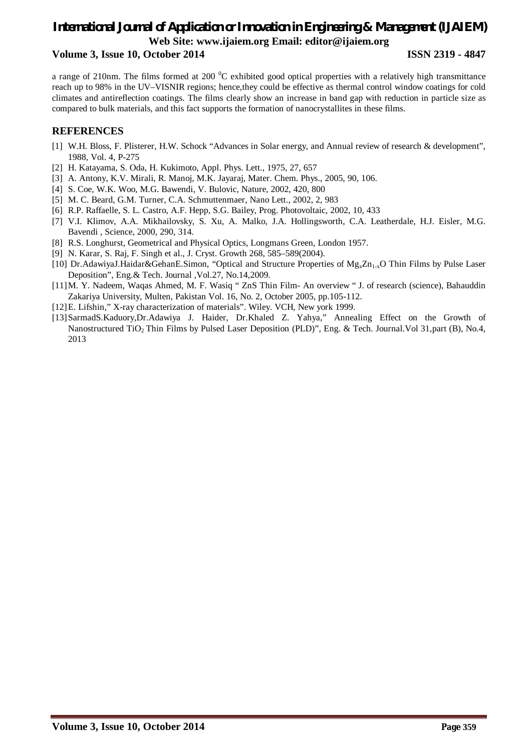a range of 210nm. The films formed at 200 $^{0}$C exhibited good optical properties with a relatively high transmittance reach up to 98% in the UV–VISNIR regions; hence,they could be effective as thermal control window coatings for cold climates and antireflection coatings. The films clearly show an increase in band gap with reduction in particle size as compared to bulk materials, and this fact supports the formation of nanocrystallites in these films.

## REFERENCES

[1] W.H. Bloss, F. Plisterer, H.W. Schock "Advances in Solar energy, and Annual review of research & development", 1988, Vol. 4, P-275

[2] H. Katayama, S. Oda, H. Kukimoto, Appl. Phys. Lett., 1975, 27, 657

[3] A. Antony, K.V. Mirali, R. Manoj, M.K. Jayaraj, Mater. Chem. Phys., 2005, 90, 106.

[4] S. Coe, W.K. Woo, M.G. Bawendi, V. Bulovic, Nature, 2002, 420, 800

[5] M. C. Beard, G.M. Turner, C.A. Schmuttenmaer, Nano Lett., 2002, 2, 983

[6] R.P. Raffaelle, S. L. Castro, A.F. Hepp, S.G. Bailey, Prog. Photovoltaic, 2002, 10, 433

[7] V.I. Klimov, A.A. Mikhailovsky, S. Xu, A. Malko, J.A. Hollingsworth, C.A. Leatherdale, H.J. Eisler, M.G. Bavendi , Science, 2000, 290, 314.

[8] R.S. Longhurst, Geometrical and Physical Optics, Longmans Green, London 1957.

[9] N. Karar, S. Raj, F. Singh et al., J. Cryst. Growth 268, 585–589(2004).

[10] Dr.AdawiyaJ.Haidar&GehanE.Simon, "Optical and Structure Properties of $Mg_xZn_{1-x}O$ Thin Films by Pulse Laser Deposition", Eng.& Tech. Journal ,Vol.27, No.14,2009.

[11] M. Y. Nadeem, Waqas Ahmed, M. F. Wasiq " ZnS Thin Film- An overview " J. of research (science), Bahauddin Zakariya University, Multen, Pakistan Vol. 16, No. 2, October 2005, pp.105-112.

[12] E. Lifshin," X-ray characterization of materials". Wiley. VCH, New york 1999.

[13] SarmadS.Kaduory,Dr.Adawiya J. Haider, Dr.Khaled Z. Yahya," Annealing Effect on the Growth of Nanostructured $TiO_2$ Thin Films by Pulsed Laser Deposition (PLD)", Eng. & Tech. Journal.Vol 31,part (B), No.4, 2013